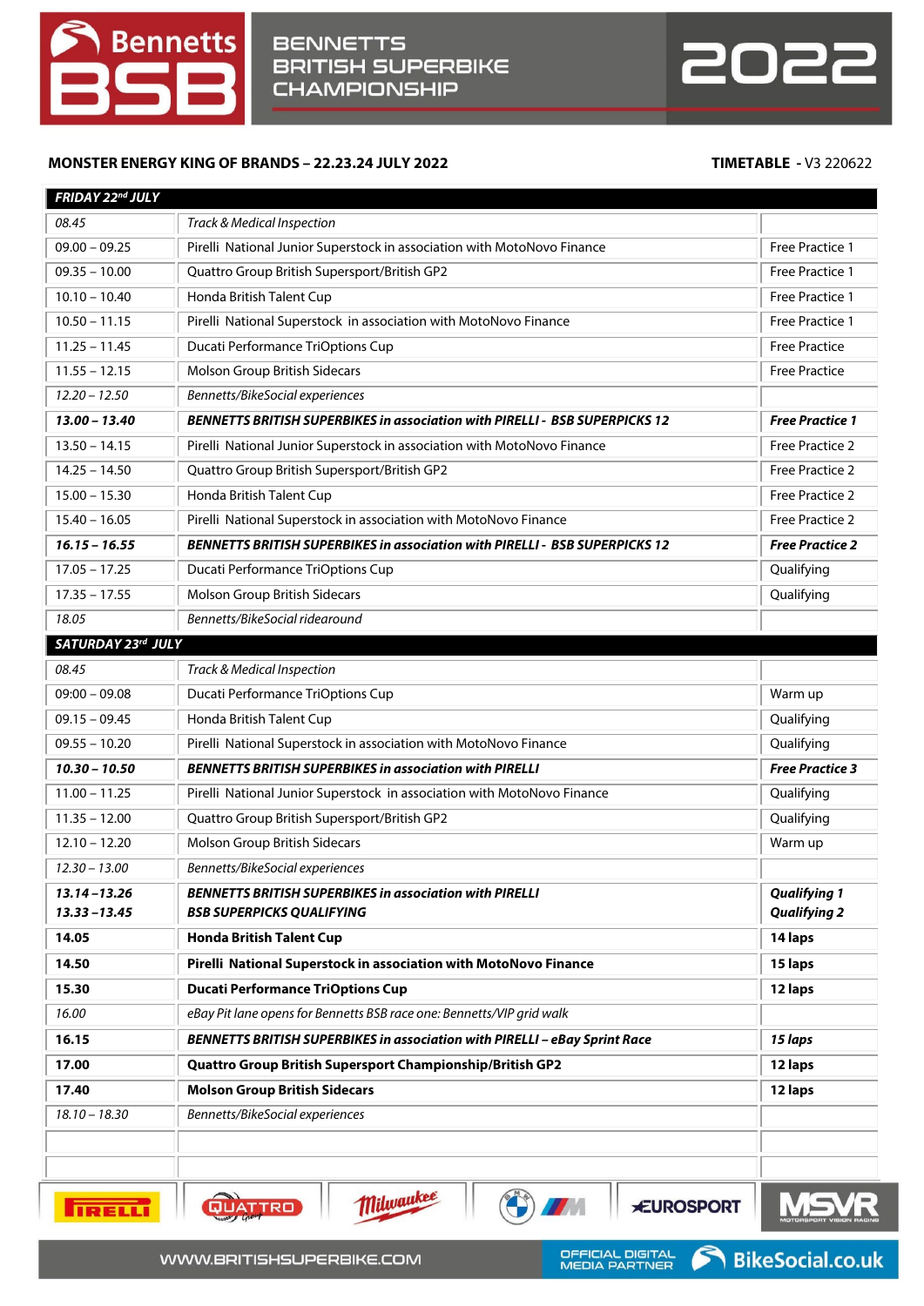# BENNETTS BRITISH SUPERBIKE CHAMPIONSHIP 2022

**MONSTER ENERGY KING OF BRANDS – 22.23.24 JULY 2022** **TIMETABLE** - V3 220622

| ***FRIDAY 22nd JULY*** | | |
|---|---|---|
| *08.45* | *Track & Medical Inspection* | |
| 09.00 – 09.25 | Pirelli National Junior Superstock in association with MotoNovo Finance | Free Practice 1 |
| 09.35 – 10.00 | Quattro Group British Supersport/British GP2 | Free Practice 1 |
| 10.10 – 10.40 | Honda British Talent Cup | Free Practice 1 |
| 10.50 – 11.15 | Pirelli National Superstock in association with MotoNovo Finance | Free Practice 1 |
| 11.25 – 11.45 | Ducati Performance TriOptions Cup | Free Practice |
| 11.55 – 12.15 | Molson Group British Sidecars | Free Practice |
| *12.20 – 12.50* | *Bennetts/BikeSocial experiences* | |
| ***13.00 – 13.40*** | ***BENNETTS BRITISH SUPERBIKES in association with PIRELLI - BSB SUPERPICKS 12*** | ***Free Practice 1*** |
| 13.50 – 14.15 | Pirelli National Junior Superstock in association with MotoNovo Finance | Free Practice 2 |
| 14.25 – 14.50 | Quattro Group British Supersport/British GP2 | Free Practice 2 |
| 15.00 – 15.30 | Honda British Talent Cup | Free Practice 2 |
| 15.40 – 16.05 | Pirelli National Superstock in association with MotoNovo Finance | Free Practice 2 |
| ***16.15 – 16.55*** | ***BENNETTS BRITISH SUPERBIKES in association with PIRELLI - BSB SUPERPICKS 12*** | ***Free Practice 2*** |
| 17.05 – 17.25 | Ducati Performance TriOptions Cup | Qualifying |
| 17.35 – 17.55 | Molson Group British Sidecars | Qualifying |
| *18.05* | *Bennetts/BikeSocial ridearound* | |
| ***SATURDAY 23rd JULY*** | | |
| *08.45* | *Track & Medical Inspection* | |
| 09:00 – 09.08 | Ducati Performance TriOptions Cup | Warm up |
| 09.15 – 09.45 | Honda British Talent Cup | Qualifying |
| 09.55 – 10.20 | Pirelli National Superstock in association with MotoNovo Finance | Qualifying |
| ***10.30 – 10.50*** | ***BENNETTS BRITISH SUPERBIKES in association with PIRELLI*** | ***Free Practice 3*** |
| 11.00 – 11.25 | Pirelli National Junior Superstock in association with MotoNovo Finance | Qualifying |
| 11.35 – 12.00 | Quattro Group British Supersport/British GP2 | Qualifying |
| 12.10 – 12.20 | Molson Group British Sidecars | Warm up |
| *12.30 – 13.00* | *Bennetts/BikeSocial experiences* | |
| ***13.14 – 13.26*** ***13.33 – 13.45*** | ***BENNETTS BRITISH SUPERBIKES in association with PIRELLI*** ***BSB SUPERPICKS QUALIFYING*** | ***Qualifying 1*** ***Qualifying 2*** |
| **14.05** | **Honda British Talent Cup** | **14 laps** |
| **14.50** | **Pirelli National Superstock in association with MotoNovo Finance** | **15 laps** |
| **15.30** | **Ducati Performance TriOptions Cup** | **12 laps** |
| *16.00* | *eBay Pit lane opens for Bennetts BSB race one: Bennetts/VIP grid walk* | |
| **16.15** | ***BENNETTS BRITISH SUPERBIKES in association with PIRELLI – eBay Sprint Race*** | ***15 laps*** |
| **17.00** | **Quattro Group British Supersport Championship/British GP2** | **12 laps** |
| **17.40** | **Molson Group British Sidecars** | **12 laps** |
| *18.10 – 18.30* | *Bennetts/BikeSocial experiences* | |
| | | |
| | | |

WWW.BRITISHSUPERBIKE.COM

OFFICIAL DIGITAL MEDIA PARTNER BikeSocial.co.uk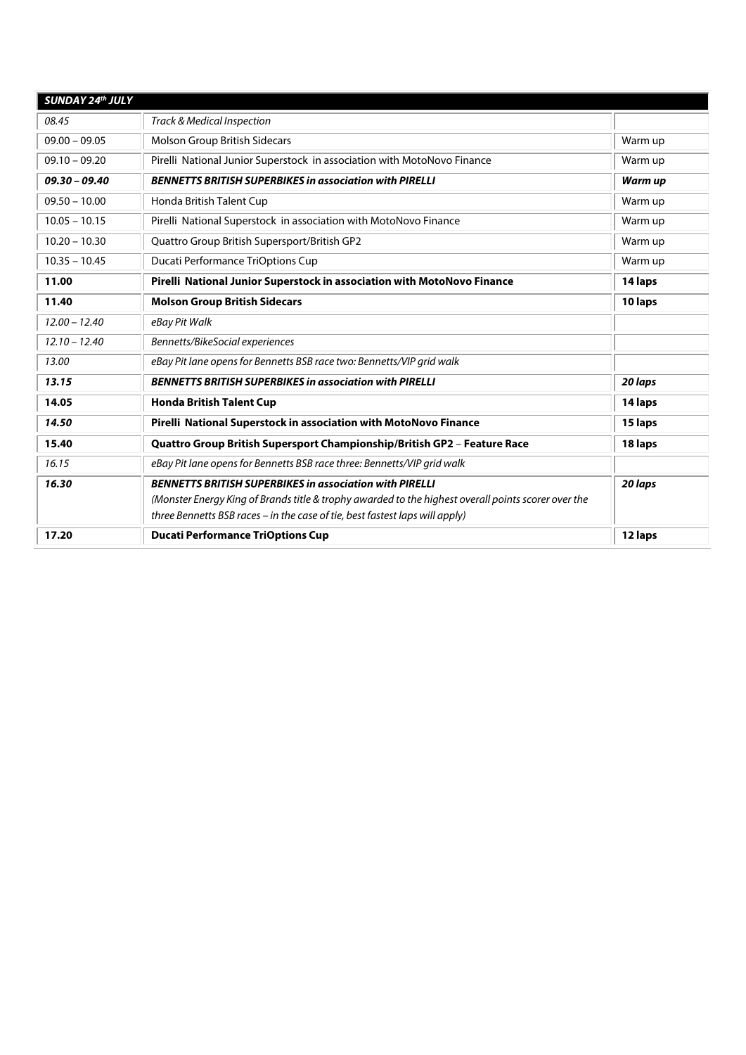| *SUNDAY 24th JULY* | | |
|---|---|---|
| *08.45* | *Track & Medical Inspection* | |
| 09.00 – 09.05 | Molson Group British Sidecars | Warm up |
| 09.10 – 09.20 | Pirelli National Junior Superstock in association with MotoNovo Finance | Warm up |
| ***09.30 – 09.40*** | ***BENNETTS BRITISH SUPERBIKES in association with PIRELLI*** | ***Warm up*** |
| 09.50 – 10.00 | Honda British Talent Cup | Warm up |
| 10.05 – 10.15 | Pirelli National Superstock in association with MotoNovo Finance | Warm up |
| 10.20 – 10.30 | Quattro Group British Supersport/British GP2 | Warm up |
| 10.35 – 10.45 | Ducati Performance TriOptions Cup | Warm up |
| **11.00** | **Pirelli National Junior Superstock in association with MotoNovo Finance** | **14 laps** |
| **11.40** | **Molson Group British Sidecars** | **10 laps** |
| *12.00 – 12.40* | *eBay Pit Walk* | |
| *12.10 – 12.40* | *Bennetts/BikeSocial experiences* | |
| *13.00* | *eBay Pit lane opens for Bennetts BSB race two: Bennetts/VIP grid walk* | |
| ***13.15*** | ***BENNETTS BRITISH SUPERBIKES in association with PIRELLI*** | ***20 laps*** |
| **14.05** | **Honda British Talent Cup** | **14 laps** |
| ***14.50*** | **Pirelli National Superstock in association with MotoNovo Finance** | **15 laps** |
| **15.40** | **Quattro Group British Supersport Championship/British GP2 – Feature Race** | **18 laps** |
| *16.15* | *eBay Pit lane opens for Bennetts BSB race three: Bennetts/VIP grid walk* | |
| ***16.30*** | ***BENNETTS BRITISH SUPERBIKES in association with PIRELLI*** *(Monster Energy King of Brands title & trophy awarded to the highest overall points scorer over the three Bennetts BSB races – in the case of tie, best fastest laps will apply)* | ***20 laps*** |
| **17.20** | **Ducati Performance TriOptions Cup** | **12 laps** |